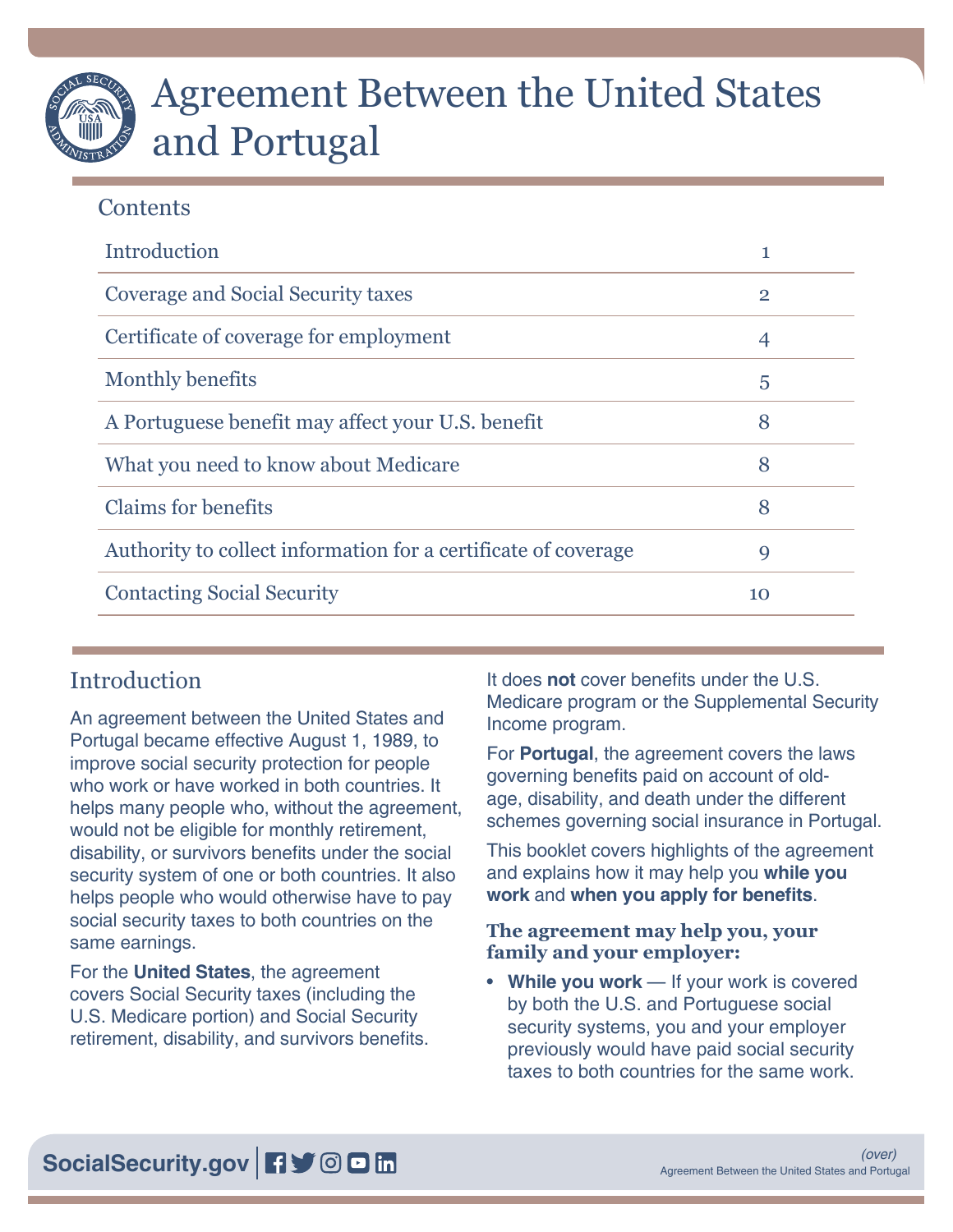# Agreement Between the United States and Portugal

## Contents

| | |
|---|---|
| Introduction | 1 |
| Coverage and Social Security taxes | 2 |
| Certificate of coverage for employment | 4 |
| Monthly benefits | 5 |
| A Portuguese benefit may affect your U.S. benefit | 8 |
| What you need to know about Medicare | 8 |
| Claims for benefits | 8 |
| Authority to collect information for a certificate of coverage | 9 |
| Contacting Social Security | 10 |

## Introduction

An agreement between the United States and Portugal became effective August 1, 1989, to improve social security protection for people who work or have worked in both countries. It helps many people who, without the agreement, would not be eligible for monthly retirement, disability, or survivors benefits under the social security system of one or both countries. It also helps people who would otherwise have to pay social security taxes to both countries on the same earnings.

For the **United States**, the agreement covers Social Security taxes (including the U.S. Medicare portion) and Social Security retirement, disability, and survivors benefits. It does **not** cover benefits under the U.S. Medicare program or the Supplemental Security Income program.

For **Portugal**, the agreement covers the laws governing benefits paid on account of old-age, disability, and death under the different schemes governing social insurance in Portugal.

This booklet covers highlights of the agreement and explains how it may help you **while you work** and **when you apply for benefits**.

### The agreement may help you, your family and your employer:

- **While you work** — If your work is covered by both the U.S. and Portuguese social security systems, you and your employer previously would have paid social security taxes to both countries for the same work.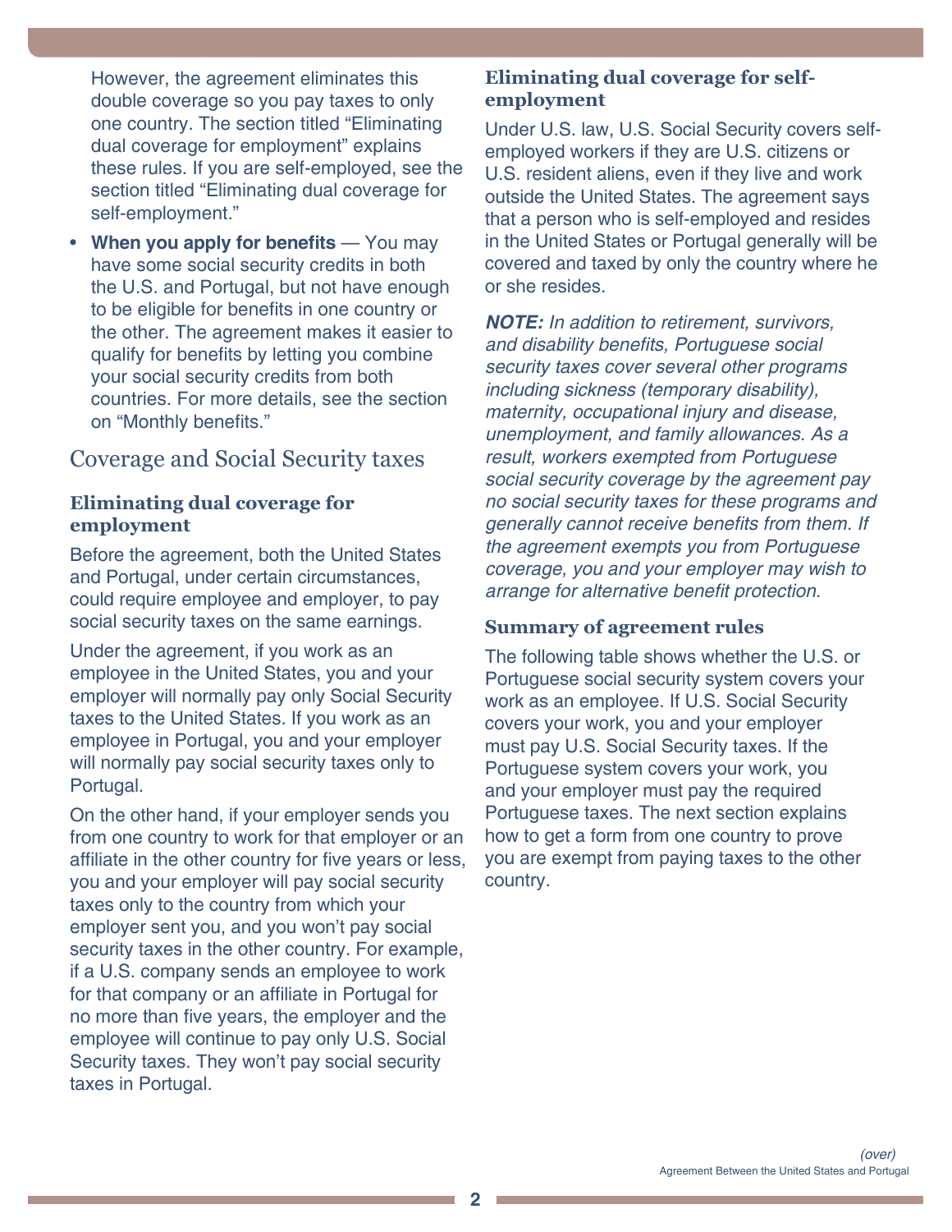However, the agreement eliminates this double coverage so you pay taxes to only one country. The section titled “Eliminating dual coverage for employment” explains these rules. If you are self-employed, see the section titled “Eliminating dual coverage for self-employment.”

- **When you apply for benefits** — You may have some social security credits in both the U.S. and Portugal, but not have enough to be eligible for benefits in one country or the other. The agreement makes it easier to qualify for benefits by letting you combine your social security credits from both countries. For more details, see the section on “Monthly benefits.”

## Coverage and Social Security taxes

### Eliminating dual coverage for employment

Before the agreement, both the United States and Portugal, under certain circumstances, could require employee and employer, to pay social security taxes on the same earnings.

Under the agreement, if you work as an employee in the United States, you and your employer will normally pay only Social Security taxes to the United States. If you work as an employee in Portugal, you and your employer will normally pay social security taxes only to Portugal.

On the other hand, if your employer sends you from one country to work for that employer or an affiliate in the other country for five years or less, you and your employer will pay social security taxes only to the country from which your employer sent you, and you won’t pay social security taxes in the other country. For example, if a U.S. company sends an employee to work for that company or an affiliate in Portugal for no more than five years, the employer and the employee will continue to pay only U.S. Social Security taxes. They won’t pay social security taxes in Portugal.

### Eliminating dual coverage for self-employment

Under U.S. law, U.S. Social Security covers self-employed workers if they are U.S. citizens or U.S. resident aliens, even if they live and work outside the United States. The agreement says that a person who is self-employed and resides in the United States or Portugal generally will be covered and taxed by only the country where he or she resides.

***NOTE:*** *In addition to retirement, survivors, and disability benefits, Portuguese social security taxes cover several other programs including sickness (temporary disability), maternity, occupational injury and disease, unemployment, and family allowances. As a result, workers exempted from Portuguese social security coverage by the agreement pay no social security taxes for these programs and generally cannot receive benefits from them. If the agreement exempts you from Portuguese coverage, you and your employer may wish to arrange for alternative benefit protection.*

### Summary of agreement rules

The following table shows whether the U.S. or Portuguese social security system covers your work as an employee. If U.S. Social Security covers your work, you and your employer must pay U.S. Social Security taxes. If the Portuguese system covers your work, you and your employer must pay the required Portuguese taxes. The next section explains how to get a form from one country to prove you are exempt from paying taxes to the other country.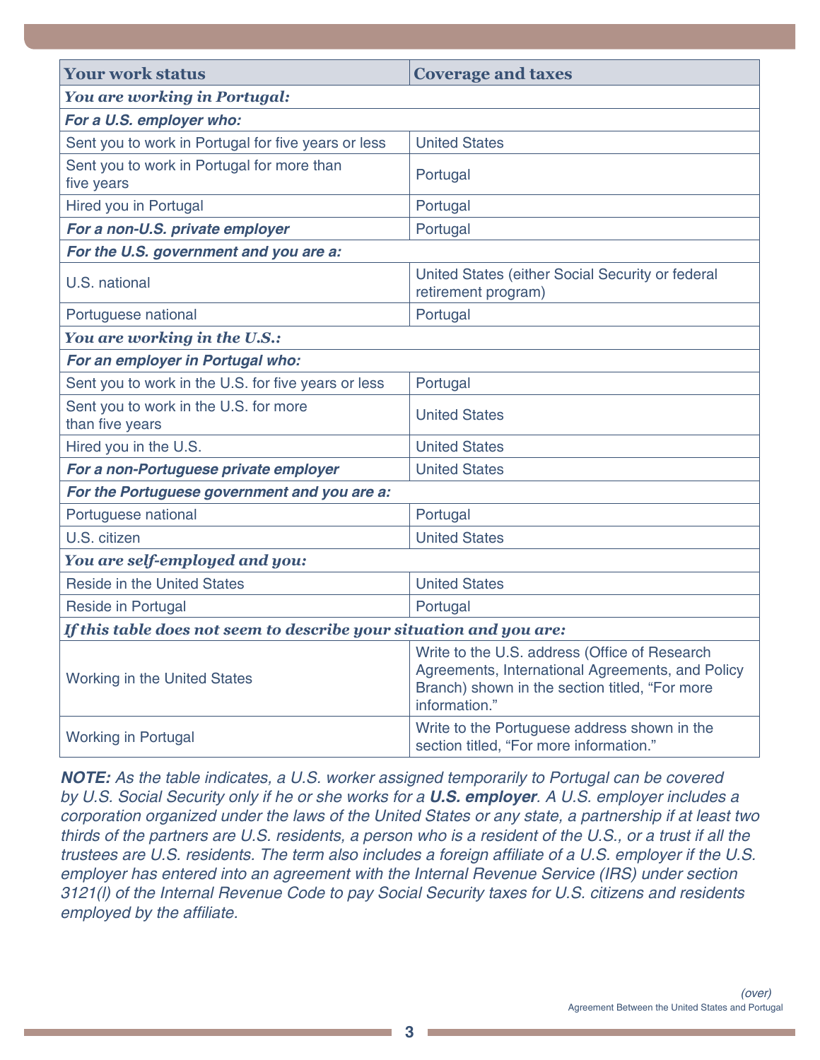| Your work status | Coverage and taxes |
| --- | --- |
| ***You are working in Portugal:*** | |
| ***For a U.S. employer who:*** | |
| Sent you to work in Portugal for five years or less | United States |
| Sent you to work in Portugal for more than five years | Portugal |
| Hired you in Portugal | Portugal |
| ***For a non-U.S. private employer*** | Portugal |
| ***For the U.S. government and you are a:*** | |
| U.S. national | United States (either Social Security or federal retirement program) |
| Portuguese national | Portugal |
| ***You are working in the U.S.:*** | |
| ***For an employer in Portugal who:*** | |
| Sent you to work in the U.S. for five years or less | Portugal |
| Sent you to work in the U.S. for more than five years | United States |
| Hired you in the U.S. | United States |
| ***For a non-Portuguese private employer*** | United States |
| ***For the Portuguese government and you are a:*** | |
| Portuguese national | Portugal |
| U.S. citizen | United States |
| ***You are self-employed and you:*** | |
| Reside in the United States | United States |
| Reside in Portugal | Portugal |
| ***If this table does not seem to describe your situation and you are:*** | |
| Working in the United States | Write to the U.S. address (Office of Research Agreements, International Agreements, and Policy Branch) shown in the section titled, “For more information.” |
| Working in Portugal | Write to the Portuguese address shown in the section titled, “For more information.” |

***NOTE:*** *As the table indicates, a U.S. worker assigned temporarily to Portugal can be covered by U.S. Social Security only if he or she works for a* ***U.S. employer****. A U.S. employer includes a corporation organized under the laws of the United States or any state, a partnership if at least two thirds of the partners are U.S. residents, a person who is a resident of the U.S., or a trust if all the trustees are U.S. residents. The term also includes a foreign affiliate of a U.S. employer if the U.S. employer has entered into an agreement with the Internal Revenue Service (IRS) under section 3121(l) of the Internal Revenue Code to pay Social Security taxes for U.S. citizens and residents employed by the affiliate.*

*(over)*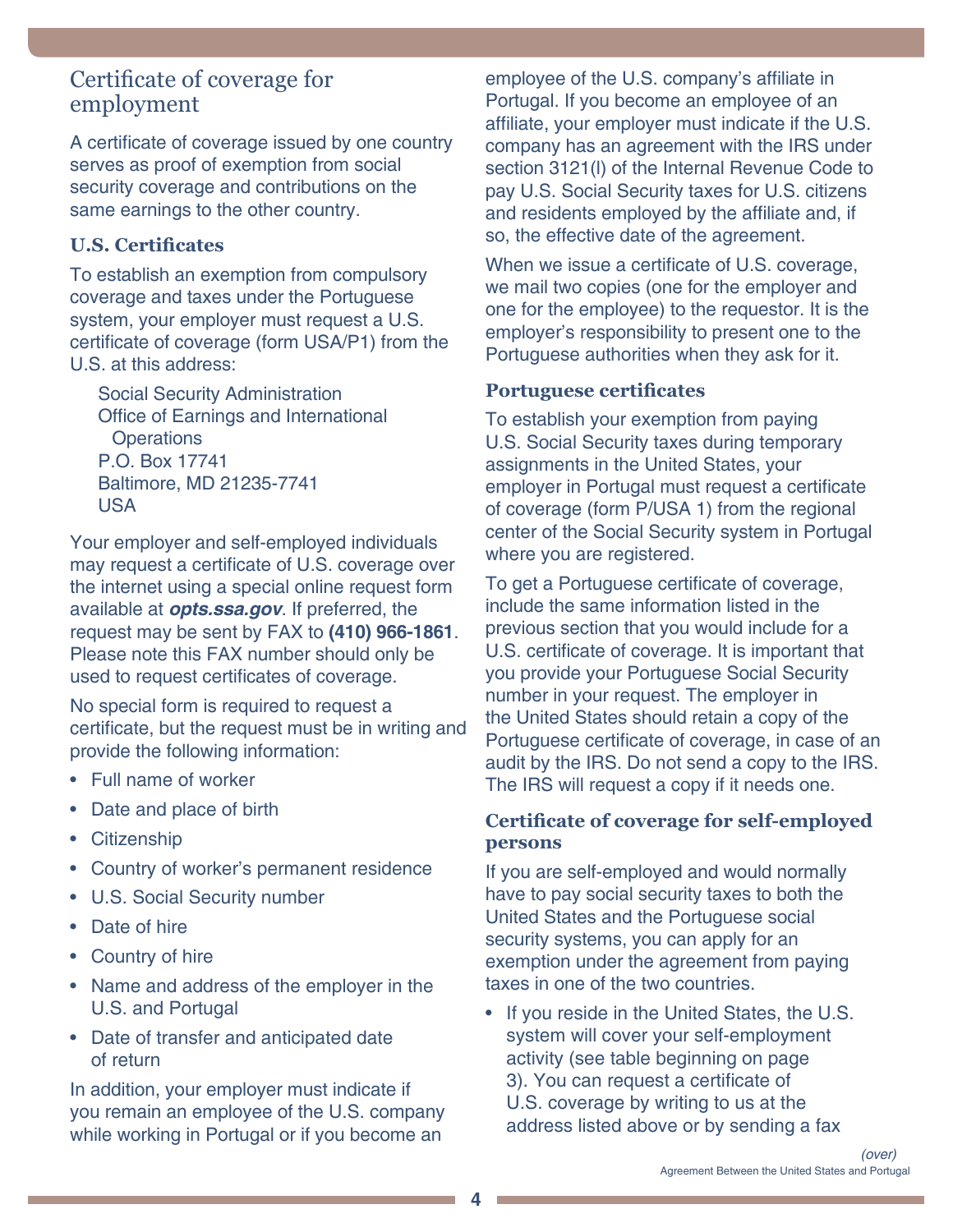## Certificate of coverage for employment

A certificate of coverage issued by one country serves as proof of exemption from social security coverage and contributions on the same earnings to the other country.

### U.S. Certificates

To establish an exemption from compulsory coverage and taxes under the Portuguese system, your employer must request a U.S. certificate of coverage (form USA/P1) from the U.S. at this address:

Social Security Administration
Office of Earnings and International Operations
P.O. Box 17741
Baltimore, MD 21235-7741
USA

Your employer and self-employed individuals may request a certificate of U.S. coverage over the internet using a special online request form available at ***opts.ssa.gov***. If preferred, the request may be sent by FAX to **(410) 966-1861**. Please note this FAX number should only be used to request certificates of coverage.

No special form is required to request a certificate, but the request must be in writing and provide the following information:

- Full name of worker
- Date and place of birth
- Citizenship
- Country of worker's permanent residence
- U.S. Social Security number
- Date of hire
- Country of hire
- Name and address of the employer in the U.S. and Portugal
- Date of transfer and anticipated date of return

In addition, your employer must indicate if you remain an employee of the U.S. company while working in Portugal or if you become an employee of the U.S. company's affiliate in Portugal. If you become an employee of an affiliate, your employer must indicate if the U.S. company has an agreement with the IRS under section 3121(l) of the Internal Revenue Code to pay U.S. Social Security taxes for U.S. citizens and residents employed by the affiliate and, if so, the effective date of the agreement.

When we issue a certificate of U.S. coverage, we mail two copies (one for the employer and one for the employee) to the requestor. It is the employer's responsibility to present one to the Portuguese authorities when they ask for it.

### Portuguese certificates

To establish your exemption from paying U.S. Social Security taxes during temporary assignments in the United States, your employer in Portugal must request a certificate of coverage (form P/USA 1) from the regional center of the Social Security system in Portugal where you are registered.

To get a Portuguese certificate of coverage, include the same information listed in the previous section that you would include for a U.S. certificate of coverage. It is important that you provide your Portuguese Social Security number in your request. The employer in the United States should retain a copy of the Portuguese certificate of coverage, in case of an audit by the IRS. Do not send a copy to the IRS. The IRS will request a copy if it needs one.

### Certificate of coverage for self-employed persons

If you are self-employed and would normally have to pay social security taxes to both the United States and the Portuguese social security systems, you can apply for an exemption under the agreement from paying taxes in one of the two countries.

- If you reside in the United States, the U.S. system will cover your self-employment activity (see table beginning on page 3). You can request a certificate of U.S. coverage by writing to us at the address listed above or by sending a fax

*(over)*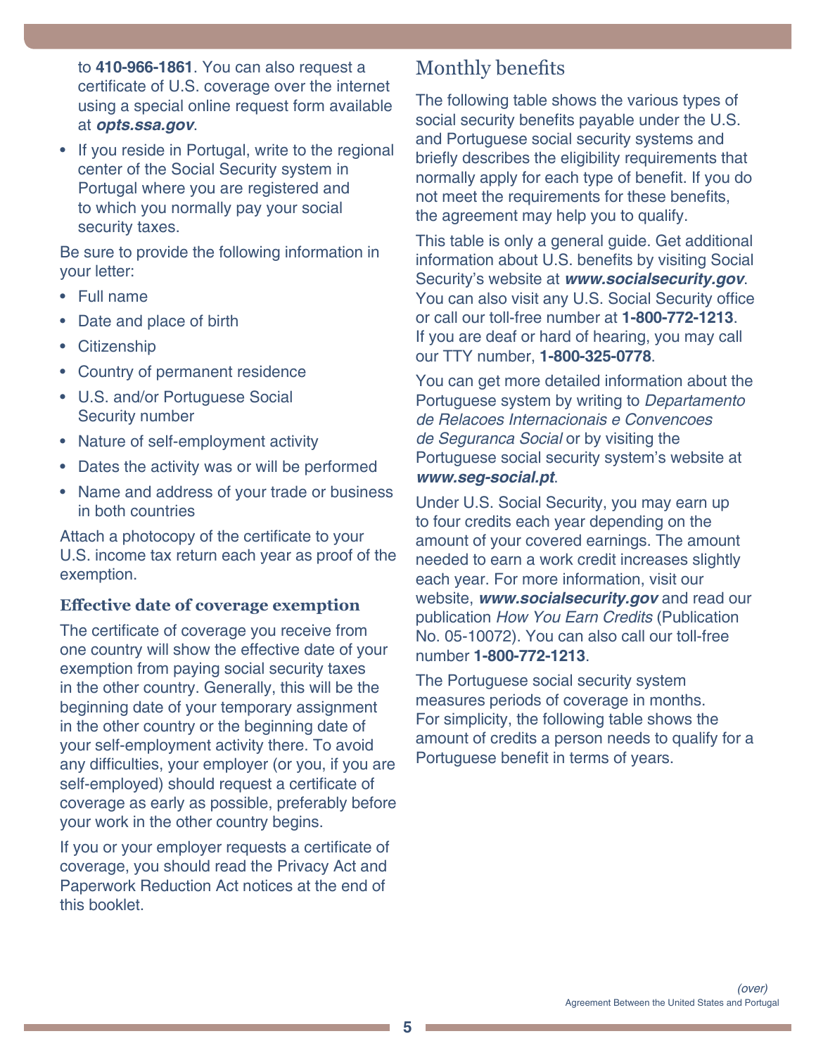to **410-966-1861**. You can also request a certificate of U.S. coverage over the internet using a special online request form available at ***opts.ssa.gov***.

- If you reside in Portugal, write to the regional center of the Social Security system in Portugal where you are registered and to which you normally pay your social security taxes.

Be sure to provide the following information in your letter:

- Full name
- Date and place of birth
- Citizenship
- Country of permanent residence
- U.S. and/or Portuguese Social Security number
- Nature of self-employment activity
- Dates the activity was or will be performed
- Name and address of your trade or business in both countries

Attach a photocopy of the certificate to your U.S. income tax return each year as proof of the exemption.

### Effective date of coverage exemption

The certificate of coverage you receive from one country will show the effective date of your exemption from paying social security taxes in the other country. Generally, this will be the beginning date of your temporary assignment in the other country or the beginning date of your self-employment activity there. To avoid any difficulties, your employer (or you, if you are self-employed) should request a certificate of coverage as early as possible, preferably before your work in the other country begins.

If you or your employer requests a certificate of coverage, you should read the Privacy Act and Paperwork Reduction Act notices at the end of this booklet.

## Monthly benefits

The following table shows the various types of social security benefits payable under the U.S. and Portuguese social security systems and briefly describes the eligibility requirements that normally apply for each type of benefit. If you do not meet the requirements for these benefits, the agreement may help you to qualify.

This table is only a general guide. Get additional information about U.S. benefits by visiting Social Security's website at ***www.socialsecurity.gov***. You can also visit any U.S. Social Security office or call our toll-free number at **1-800-772-1213**. If you are deaf or hard of hearing, you may call our TTY number, **1-800-325-0778**.

You can get more detailed information about the Portuguese system by writing to *Departamento de Relacoes Internacionais e Convencoes de Seguranca Social* or by visiting the Portuguese social security system's website at ***www.seg-social.pt***.

Under U.S. Social Security, you may earn up to four credits each year depending on the amount of your covered earnings. The amount needed to earn a work credit increases slightly each year. For more information, visit our website, ***www.socialsecurity.gov*** and read our publication *How You Earn Credits* (Publication No. 05-10072). You can also call our toll-free number **1-800-772-1213**.

The Portuguese social security system measures periods of coverage in months. For simplicity, the following table shows the amount of credits a person needs to qualify for a Portuguese benefit in terms of years.

*(over)*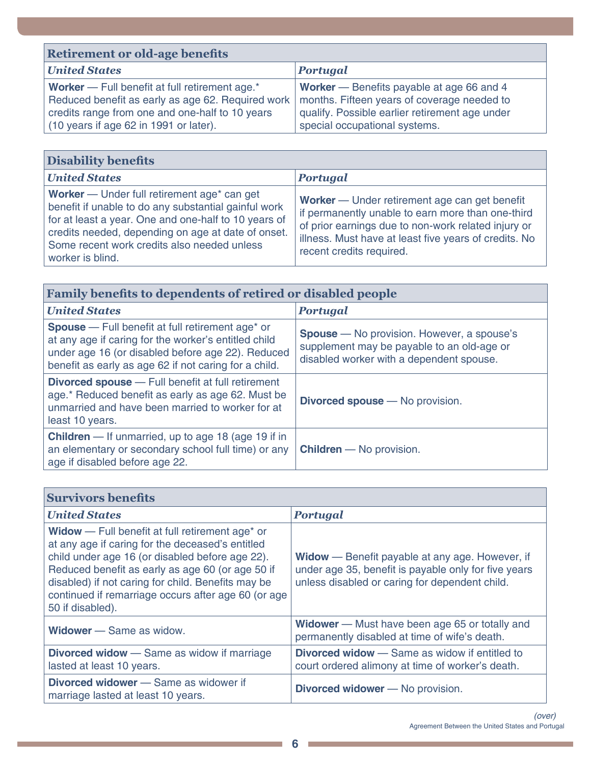| Retirement or old-age benefits | |
|---|---|
| ***United States*** | ***Portugal*** |
| **Worker** — Full benefit at full retirement age.* Reduced benefit as early as age 62. Required work credits range from one and one-half to 10 years (10 years if age 62 in 1991 or later). | **Worker** — Benefits payable at age 66 and 4 months. Fifteen years of coverage needed to qualify. Possible earlier retirement age under special occupational systems. |

| Disability benefits | |
|---|---|
| ***United States*** | ***Portugal*** |
| **Worker** — Under full retirement age* can get benefit if unable to do any substantial gainful work for at least a year. One and one-half to 10 years of credits needed, depending on age at date of onset. Some recent work credits also needed unless worker is blind. | **Worker** — Under retirement age can get benefit if permanently unable to earn more than one-third of prior earnings due to non-work related injury or illness. Must have at least five years of credits. No recent credits required. |

| Family benefits to dependents of retired or disabled people | |
|---|---|
| ***United States*** | ***Portugal*** |
| **Spouse** — Full benefit at full retirement age* or at any age if caring for the worker's entitled child under age 16 (or disabled before age 22). Reduced benefit as early as age 62 if not caring for a child. | **Spouse** — No provision. However, a spouse's supplement may be payable to an old-age or disabled worker with a dependent spouse. |
| **Divorced spouse** — Full benefit at full retirement age.* Reduced benefit as early as age 62. Must be unmarried and have been married to worker for at least 10 years. | **Divorced spouse** — No provision. |
| **Children** — If unmarried, up to age 18 (age 19 if in an elementary or secondary school full time) or any age if disabled before age 22. | **Children** — No provision. |

| Survivors benefits | |
|---|---|
| ***United States*** | ***Portugal*** |
| **Widow** — Full benefit at full retirement age* or at any age if caring for the deceased's entitled child under age 16 (or disabled before age 22). Reduced benefit as early as age 60 (or age 50 if disabled) if not caring for child. Benefits may be continued if remarriage occurs after age 60 (or age 50 if disabled). | **Widow** — Benefit payable at any age. However, if under age 35, benefit is payable only for five years unless disabled or caring for dependent child. |
| **Widower** — Same as widow. | **Widower** — Must have been age 65 or totally and permanently disabled at time of wife's death. |
| **Divorced widow** — Same as widow if marriage lasted at least 10 years. | **Divorced widow** — Same as widow if entitled to court ordered alimony at time of worker's death. |
| **Divorced widower** — Same as widower if marriage lasted at least 10 years. | **Divorced widower** — No provision. |

(over)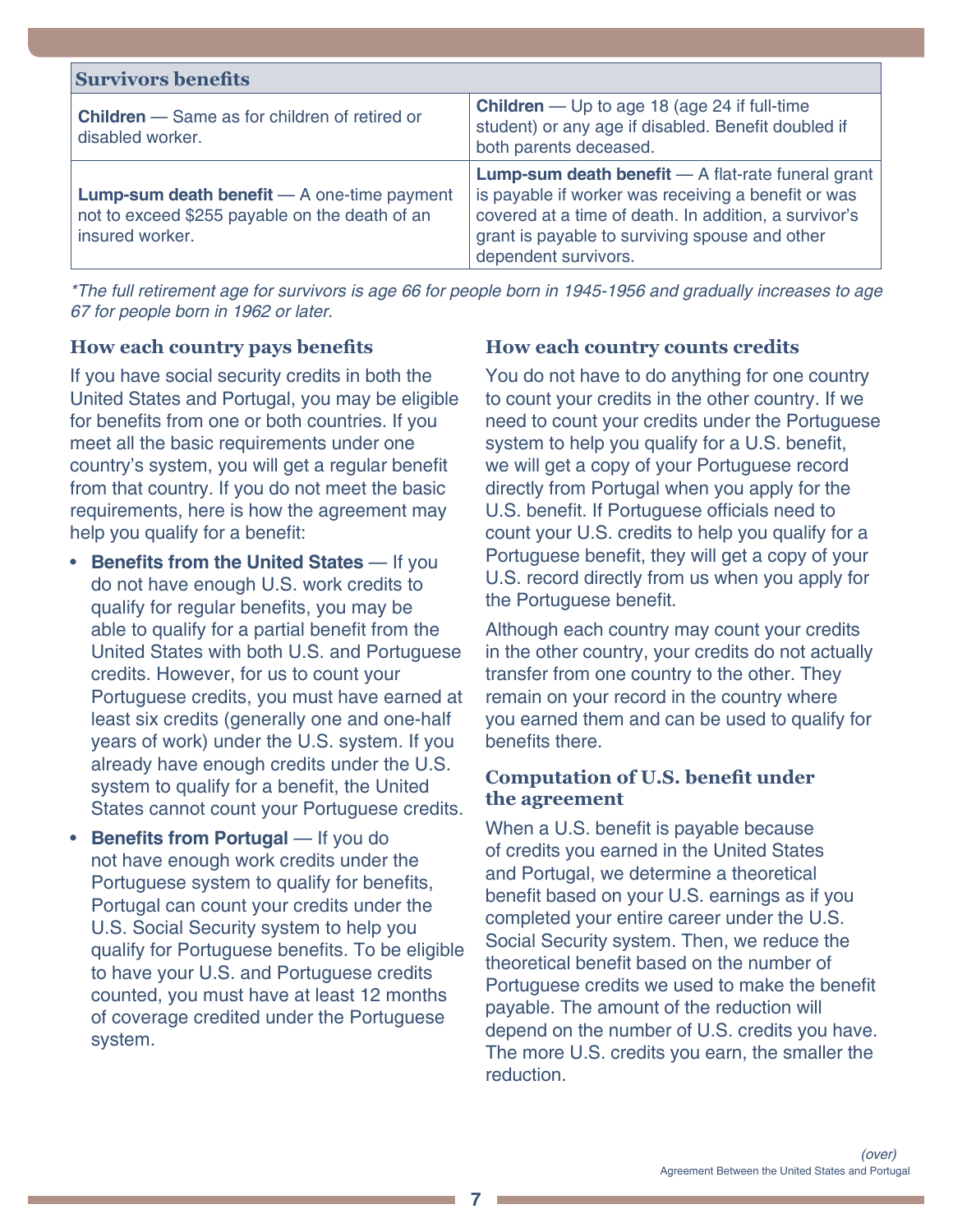| Survivors benefits | |
|---|---|
| **Children** — Same as for children of retired or disabled worker. | **Children** — Up to age 18 (age 24 if full-time student) or any age if disabled. Benefit doubled if both parents deceased. |
| **Lump-sum death benefit** — A one-time payment not to exceed $255 payable on the death of an insured worker. | **Lump-sum death benefit** — A flat-rate funeral grant is payable if worker was receiving a benefit or was covered at a time of death. In addition, a survivor's grant is payable to surviving spouse and other dependent survivors. |

*\*The full retirement age for survivors is age 66 for people born in 1945-1956 and gradually increases to age 67 for people born in 1962 or later.*

### How each country pays benefits

If you have social security credits in both the United States and Portugal, you may be eligible for benefits from one or both countries. If you meet all the basic requirements under one country's system, you will get a regular benefit from that country. If you do not meet the basic requirements, here is how the agreement may help you qualify for a benefit:

- **Benefits from the United States** — If you do not have enough U.S. work credits to qualify for regular benefits, you may be able to qualify for a partial benefit from the United States with both U.S. and Portuguese credits. However, for us to count your Portuguese credits, you must have earned at least six credits (generally one and one-half years of work) under the U.S. system. If you already have enough credits under the U.S. system to qualify for a benefit, the United States cannot count your Portuguese credits.
- **Benefits from Portugal** — If you do not have enough work credits under the Portuguese system to qualify for benefits, Portugal can count your credits under the U.S. Social Security system to help you qualify for Portuguese benefits. To be eligible to have your U.S. and Portuguese credits counted, you must have at least 12 months of coverage credited under the Portuguese system.

### How each country counts credits

You do not have to do anything for one country to count your credits in the other country. If we need to count your credits under the Portuguese system to help you qualify for a U.S. benefit, we will get a copy of your Portuguese record directly from Portugal when you apply for the U.S. benefit. If Portuguese officials need to count your U.S. credits to help you qualify for a Portuguese benefit, they will get a copy of your U.S. record directly from us when you apply for the Portuguese benefit.

Although each country may count your credits in the other country, your credits do not actually transfer from one country to the other. They remain on your record in the country where you earned them and can be used to qualify for benefits there.

### Computation of U.S. benefit under the agreement

When a U.S. benefit is payable because of credits you earned in the United States and Portugal, we determine a theoretical benefit based on your U.S. earnings as if you completed your entire career under the U.S. Social Security system. Then, we reduce the theoretical benefit based on the number of Portuguese credits we used to make the benefit payable. The amount of the reduction will depend on the number of U.S. credits you have. The more U.S. credits you earn, the smaller the reduction.

(over)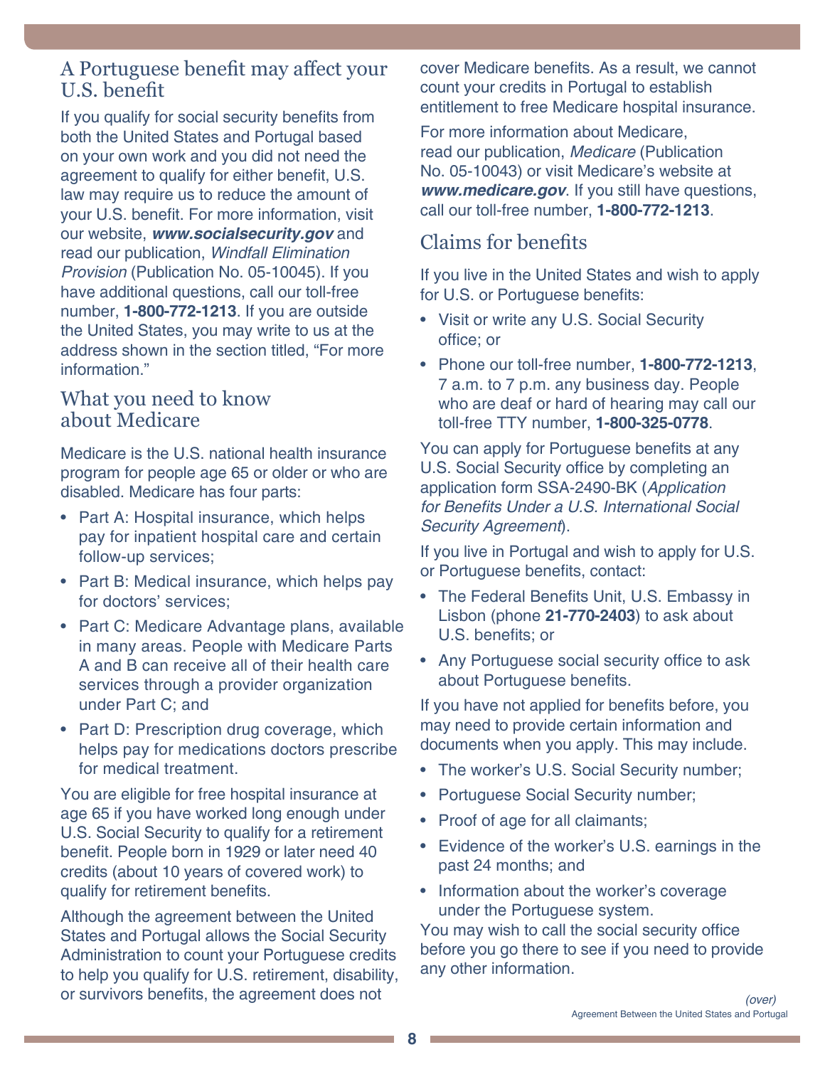## A Portuguese benefit may affect your U.S. benefit

If you qualify for social security benefits from both the United States and Portugal based on your own work and you did not need the agreement to qualify for either benefit, U.S. law may require us to reduce the amount of your U.S. benefit. For more information, visit our website, ***www.socialsecurity.gov*** and read our publication, *Windfall Elimination Provision* (Publication No. 05-10045). If you have additional questions, call our toll-free number, **1-800-772-1213**. If you are outside the United States, you may write to us at the address shown in the section titled, "For more information."

## What you need to know about Medicare

Medicare is the U.S. national health insurance program for people age 65 or older or who are disabled. Medicare has four parts:

- Part A: Hospital insurance, which helps pay for inpatient hospital care and certain follow-up services;
- Part B: Medical insurance, which helps pay for doctors' services;
- Part C: Medicare Advantage plans, available in many areas. People with Medicare Parts A and B can receive all of their health care services through a provider organization under Part C; and
- Part D: Prescription drug coverage, which helps pay for medications doctors prescribe for medical treatment.

You are eligible for free hospital insurance at age 65 if you have worked long enough under U.S. Social Security to qualify for a retirement benefit. People born in 1929 or later need 40 credits (about 10 years of covered work) to qualify for retirement benefits.

Although the agreement between the United States and Portugal allows the Social Security Administration to count your Portuguese credits to help you qualify for U.S. retirement, disability, or survivors benefits, the agreement does not cover Medicare benefits. As a result, we cannot count your credits in Portugal to establish entitlement to free Medicare hospital insurance.

For more information about Medicare, read our publication, *Medicare* (Publication No. 05-10043) or visit Medicare's website at ***www.medicare.gov***. If you still have questions, call our toll-free number, **1-800-772-1213**.

## Claims for benefits

If you live in the United States and wish to apply for U.S. or Portuguese benefits:

- Visit or write any U.S. Social Security office; or
- Phone our toll-free number, **1-800-772-1213**, 7 a.m. to 7 p.m. any business day. People who are deaf or hard of hearing may call our toll-free TTY number, **1-800-325-0778**.

You can apply for Portuguese benefits at any U.S. Social Security office by completing an application form SSA-2490-BK (*Application for Benefits Under a U.S. International Social Security Agreement*).

If you live in Portugal and wish to apply for U.S. or Portuguese benefits, contact:

- The Federal Benefits Unit, U.S. Embassy in Lisbon (phone **21-770-2403**) to ask about U.S. benefits; or
- Any Portuguese social security office to ask about Portuguese benefits.

If you have not applied for benefits before, you may need to provide certain information and documents when you apply. This may include.

- The worker's U.S. Social Security number;
- Portuguese Social Security number;
- Proof of age for all claimants;
- Evidence of the worker's U.S. earnings in the past 24 months; and
- Information about the worker's coverage under the Portuguese system.

You may wish to call the social security office before you go there to see if you need to provide any other information.

*(over)*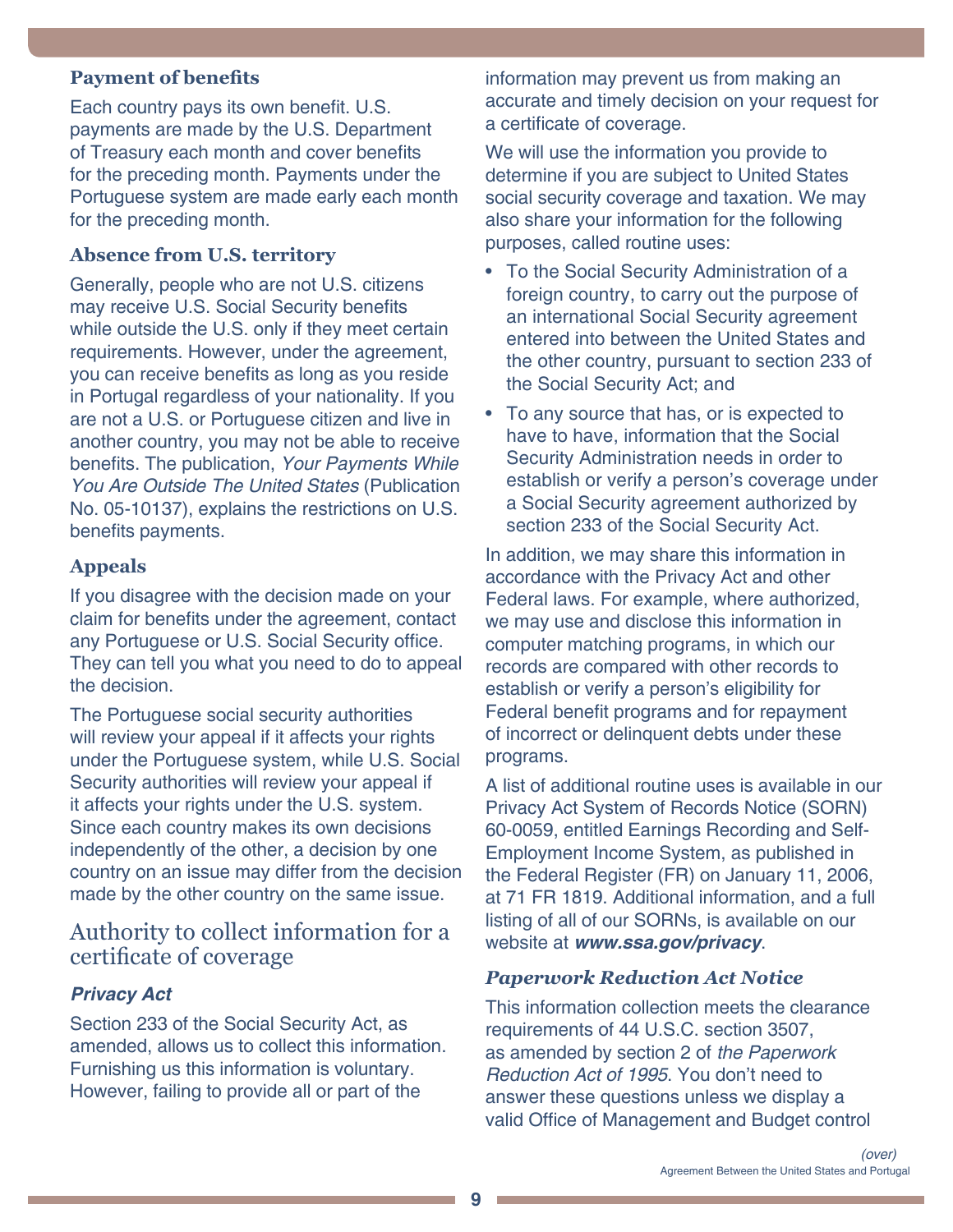### Payment of benefits

Each country pays its own benefit. U.S. payments are made by the U.S. Department of Treasury each month and cover benefits for the preceding month. Payments under the Portuguese system are made early each month for the preceding month.

### Absence from U.S. territory

Generally, people who are not U.S. citizens may receive U.S. Social Security benefits while outside the U.S. only if they meet certain requirements. However, under the agreement, you can receive benefits as long as you reside in Portugal regardless of your nationality. If you are not a U.S. or Portuguese citizen and live in another country, you may not be able to receive benefits. The publication, *Your Payments While You Are Outside The United States* (Publication No. 05-10137), explains the restrictions on U.S. benefits payments.

### Appeals

If you disagree with the decision made on your claim for benefits under the agreement, contact any Portuguese or U.S. Social Security office. They can tell you what you need to do to appeal the decision.

The Portuguese social security authorities will review your appeal if it affects your rights under the Portuguese system, while U.S. Social Security authorities will review your appeal if it affects your rights under the U.S. system. Since each country makes its own decisions independently of the other, a decision by one country on an issue may differ from the decision made by the other country on the same issue.

## Authority to collect information for a certificate of coverage

### *Privacy Act*

Section 233 of the Social Security Act, as amended, allows us to collect this information. Furnishing us this information is voluntary. However, failing to provide all or part of the information may prevent us from making an accurate and timely decision on your request for a certificate of coverage.

We will use the information you provide to determine if you are subject to United States social security coverage and taxation. We may also share your information for the following purposes, called routine uses:

- To the Social Security Administration of a foreign country, to carry out the purpose of an international Social Security agreement entered into between the United States and the other country, pursuant to section 233 of the Social Security Act; and
- To any source that has, or is expected to have to have, information that the Social Security Administration needs in order to establish or verify a person's coverage under a Social Security agreement authorized by section 233 of the Social Security Act.

In addition, we may share this information in accordance with the Privacy Act and other Federal laws. For example, where authorized, we may use and disclose this information in computer matching programs, in which our records are compared with other records to establish or verify a person's eligibility for Federal benefit programs and for repayment of incorrect or delinquent debts under these programs.

A list of additional routine uses is available in our Privacy Act System of Records Notice (SORN) 60-0059, entitled Earnings Recording and Self-Employment Income System, as published in the Federal Register (FR) on January 11, 2006, at 71 FR 1819. Additional information, and a full listing of all of our SORNs, is available on our website at ***www.ssa.gov/privacy***.

### *Paperwork Reduction Act Notice*

This information collection meets the clearance requirements of 44 U.S.C. section 3507, as amended by section 2 of *the Paperwork Reduction Act of 1995*. You don't need to answer these questions unless we display a valid Office of Management and Budget control

*(over)*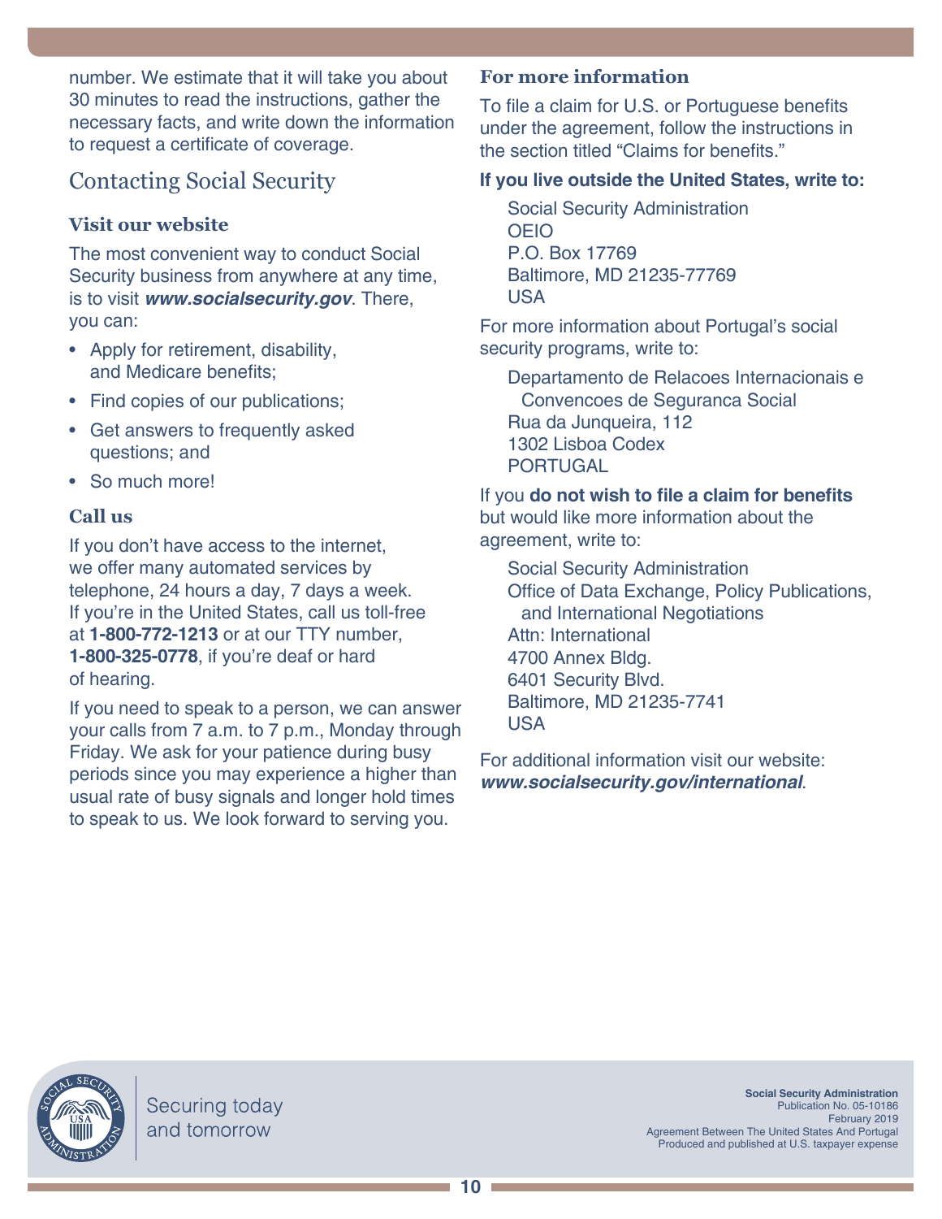number. We estimate that it will take you about 30 minutes to read the instructions, gather the necessary facts, and write down the information to request a certificate of coverage.

## Contacting Social Security

### Visit our website

The most convenient way to conduct Social Security business from anywhere at any time, is to visit ***www.socialsecurity.gov***. There, you can:

- Apply for retirement, disability, and Medicare benefits;
- Find copies of our publications;
- Get answers to frequently asked questions; and
- So much more!

### Call us

If you don't have access to the internet, we offer many automated services by telephone, 24 hours a day, 7 days a week. If you're in the United States, call us toll-free at **1-800-772-1213** or at our TTY number, **1-800-325-0778**, if you're deaf or hard of hearing.

If you need to speak to a person, we can answer your calls from 7 a.m. to 7 p.m., Monday through Friday. We ask for your patience during busy periods since you may experience a higher than usual rate of busy signals and longer hold times to speak to us. We look forward to serving you.

### For more information

To file a claim for U.S. or Portuguese benefits under the agreement, follow the instructions in the section titled "Claims for benefits."

**If you live outside the United States, write to:**

Social Security Administration
OEIO
P.O. Box 17769
Baltimore, MD 21235-77769
USA

For more information about Portugal's social security programs, write to:

Departamento de Relacoes Internacionais e Convencoes de Seguranca Social
Rua da Junqueira, 112
1302 Lisboa Codex
PORTUGAL

If you **do not wish to file a claim for benefits** but would like more information about the agreement, write to:

Social Security Administration
Office of Data Exchange, Policy Publications, and International Negotiations
Attn: International
4700 Annex Bldg.
6401 Security Blvd.
Baltimore, MD 21235-7741
USA

For additional information visit our website: ***www.socialsecurity.gov/international***.

Securing today and tomorrow

**Social Security Administration**
Publication No. 05-10186
February 2019
Agreement Between The United States And Portugal
Produced and published at U.S. taxpayer expense